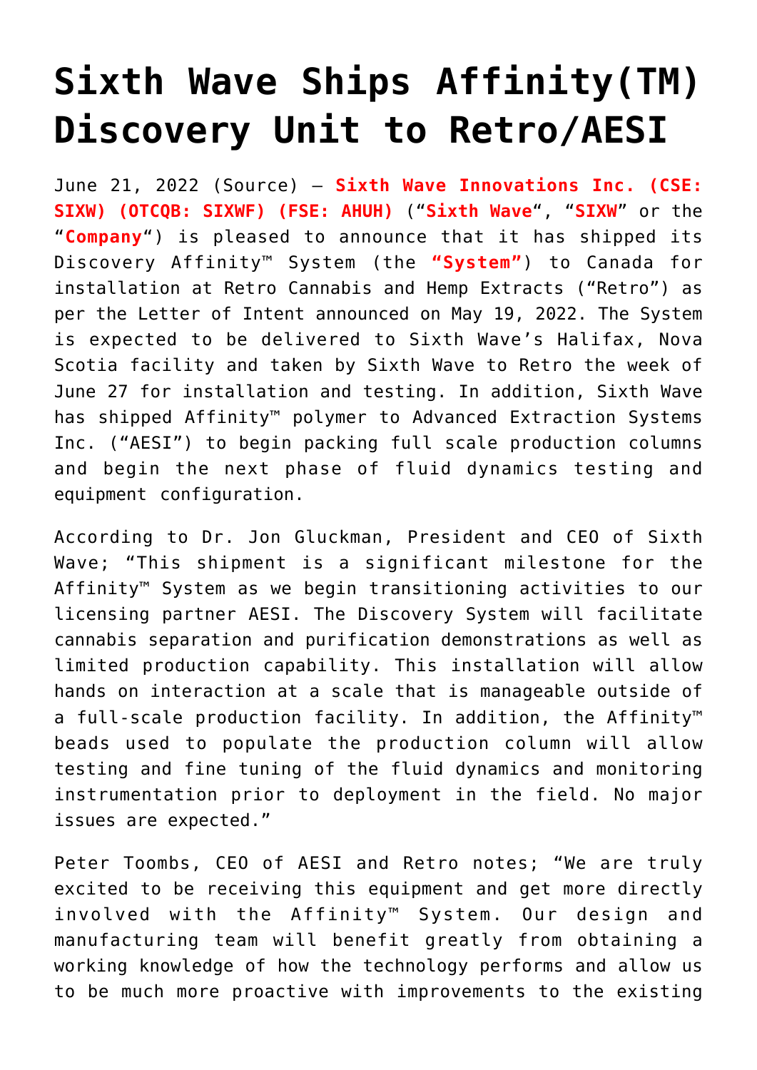# Sixth Wave Ships Affinity(TM) Discovery Unit to Retro/AESI

June 21, 2022 (Source) – **Sixth Wave Innovations Inc. (CSE: SIXW) (OTCQB: SIXWF) (FSE: AHUH)** ("**Sixth Wave**", "**SIXW**" or the "**Company**") is pleased to announce that it has shipped its Discovery Affinity™ System (the **"System"**) to Canada for installation at Retro Cannabis and Hemp Extracts ("Retro") as per the Letter of Intent announced on May 19, 2022. The System is expected to be delivered to Sixth Wave's Halifax, Nova Scotia facility and taken by Sixth Wave to Retro the week of June 27 for installation and testing. In addition, Sixth Wave has shipped Affinity™ polymer to Advanced Extraction Systems Inc. ("AESI") to begin packing full scale production columns and begin the next phase of fluid dynamics testing and equipment configuration.

According to Dr. Jon Gluckman, President and CEO of Sixth Wave; "This shipment is a significant milestone for the Affinity™ System as we begin transitioning activities to our licensing partner AESI. The Discovery System will facilitate cannabis separation and purification demonstrations as well as limited production capability. This installation will allow hands on interaction at a scale that is manageable outside of a full-scale production facility. In addition, the Affinity™ beads used to populate the production column will allow testing and fine tuning of the fluid dynamics and monitoring instrumentation prior to deployment in the field. No major issues are expected."

Peter Toombs, CEO of AESI and Retro notes; "We are truly excited to be receiving this equipment and get more directly involved with the Affinity™ System. Our design and manufacturing team will benefit greatly from obtaining a working knowledge of how the technology performs and allow us to be much more proactive with improvements to the existing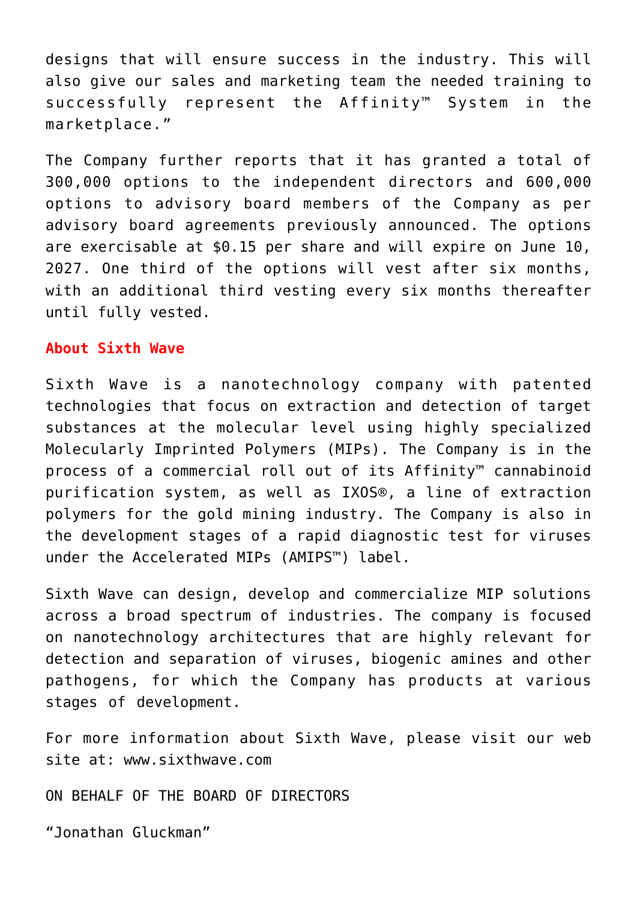designs that will ensure success in the industry. This will also give our sales and marketing team the needed training to successfully represent the Affinity™ System in the marketplace."

The Company further reports that it has granted a total of 300,000 options to the independent directors and 600,000 options to advisory board members of the Company as per advisory board agreements previously announced. The options are exercisable at $0.15 per share and will expire on June 10, 2027. One third of the options will vest after six months, with an additional third vesting every six months thereafter until fully vested.

## About Sixth Wave

Sixth Wave is a nanotechnology company with patented technologies that focus on extraction and detection of target substances at the molecular level using highly specialized Molecularly Imprinted Polymers (MIPs). The Company is in the process of a commercial roll out of its Affinity™ cannabinoid purification system, as well as IXOS®, a line of extraction polymers for the gold mining industry. The Company is also in the development stages of a rapid diagnostic test for viruses under the Accelerated MIPs (AMIPS™) label.

Sixth Wave can design, develop and commercialize MIP solutions across a broad spectrum of industries. The company is focused on nanotechnology architectures that are highly relevant for detection and separation of viruses, biogenic amines and other pathogens, for which the Company has products at various stages of development.

For more information about Sixth Wave, please visit our web site at: www.sixthwave.com

ON BEHALF OF THE BOARD OF DIRECTORS

"Jonathan Gluckman"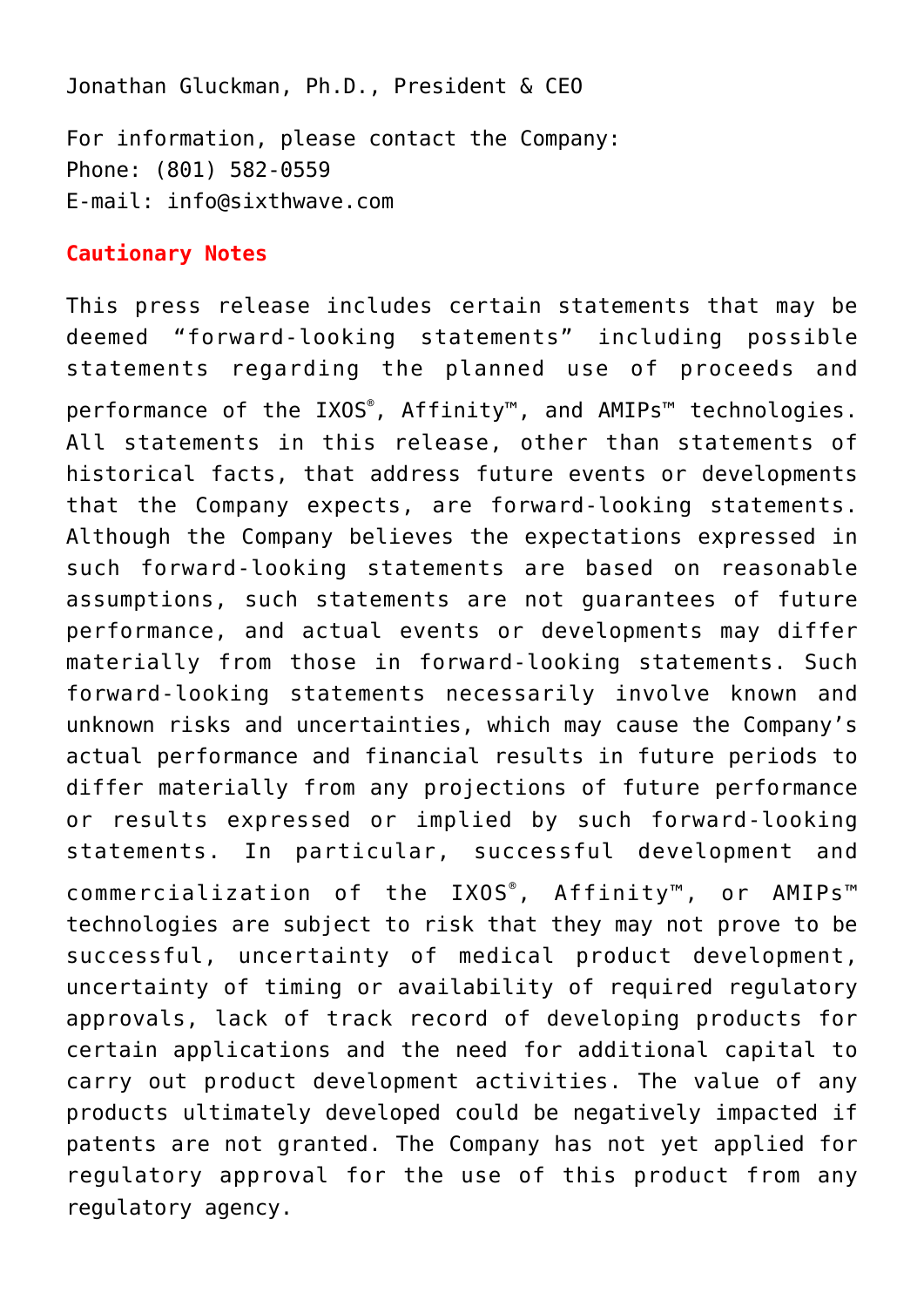Jonathan Gluckman, Ph.D., President & CEO

For information, please contact the Company:
Phone: (801) 582-0559
E-mail: info@sixthwave.com

**Cautionary Notes**

This press release includes certain statements that may be deemed "forward-looking statements" including possible statements regarding the planned use of proceeds and performance of the IXOS®, Affinity™, and AMIPs™ technologies. All statements in this release, other than statements of historical facts, that address future events or developments that the Company expects, are forward-looking statements. Although the Company believes the expectations expressed in such forward-looking statements are based on reasonable assumptions, such statements are not guarantees of future performance, and actual events or developments may differ materially from those in forward-looking statements. Such forward-looking statements necessarily involve known and unknown risks and uncertainties, which may cause the Company's actual performance and financial results in future periods to differ materially from any projections of future performance or results expressed or implied by such forward-looking statements. In particular, successful development and commercialization of the IXOS®, Affinity™, or AMIPs™ technologies are subject to risk that they may not prove to be successful, uncertainty of medical product development, uncertainty of timing or availability of required regulatory approvals, lack of track record of developing products for certain applications and the need for additional capital to carry out product development activities. The value of any products ultimately developed could be negatively impacted if patents are not granted. The Company has not yet applied for regulatory approval for the use of this product from any regulatory agency.